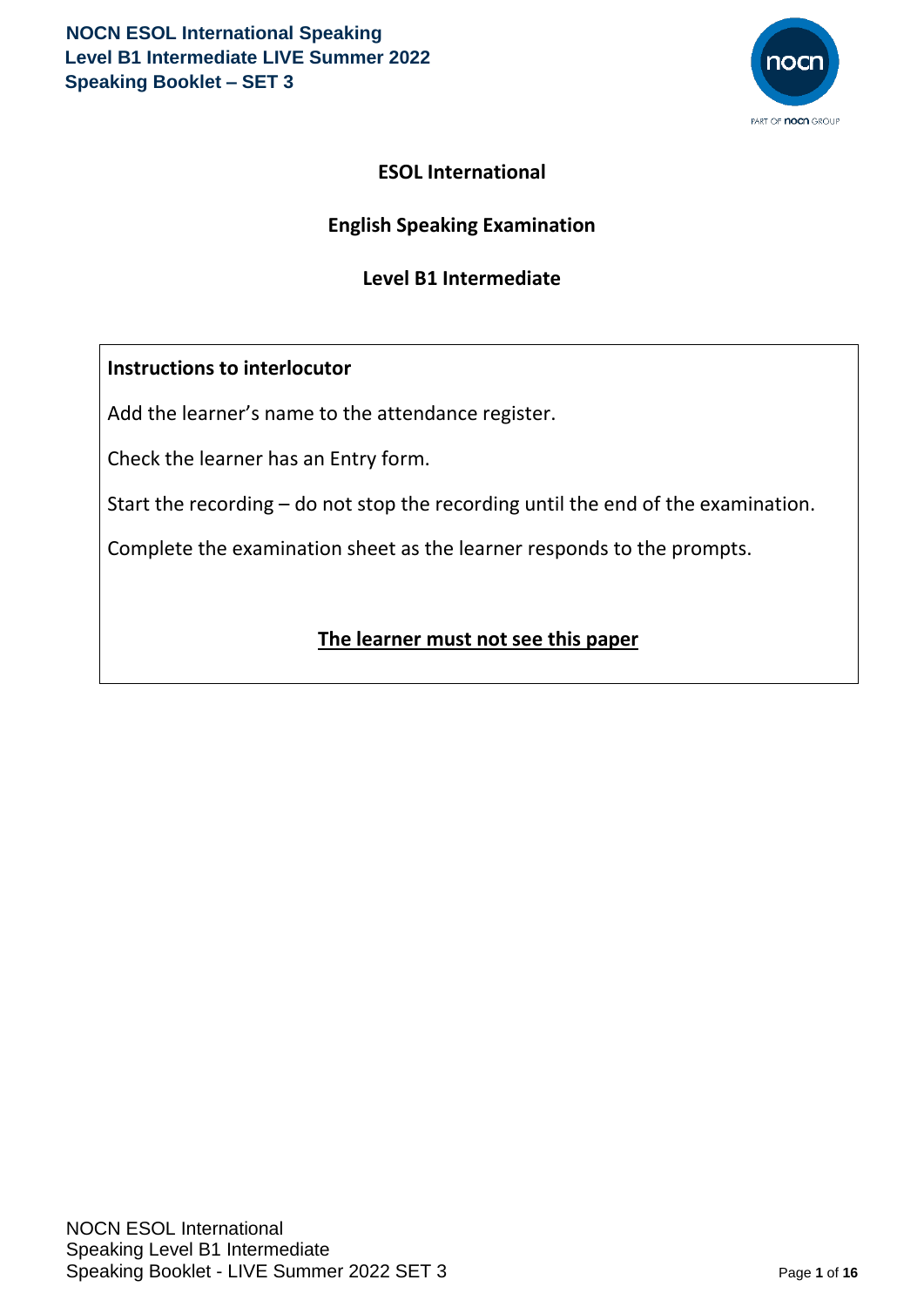# ESOL International

## English Speaking Examination

## Level B1 Intermediate

**Instructions to interlocutor**

Add the learner's name to the attendance register.

Check the learner has an Entry form.

Start the recording – do not stop the recording until the end of the examination.

Complete the examination sheet as the learner responds to the prompts.

**The learner must not see this paper**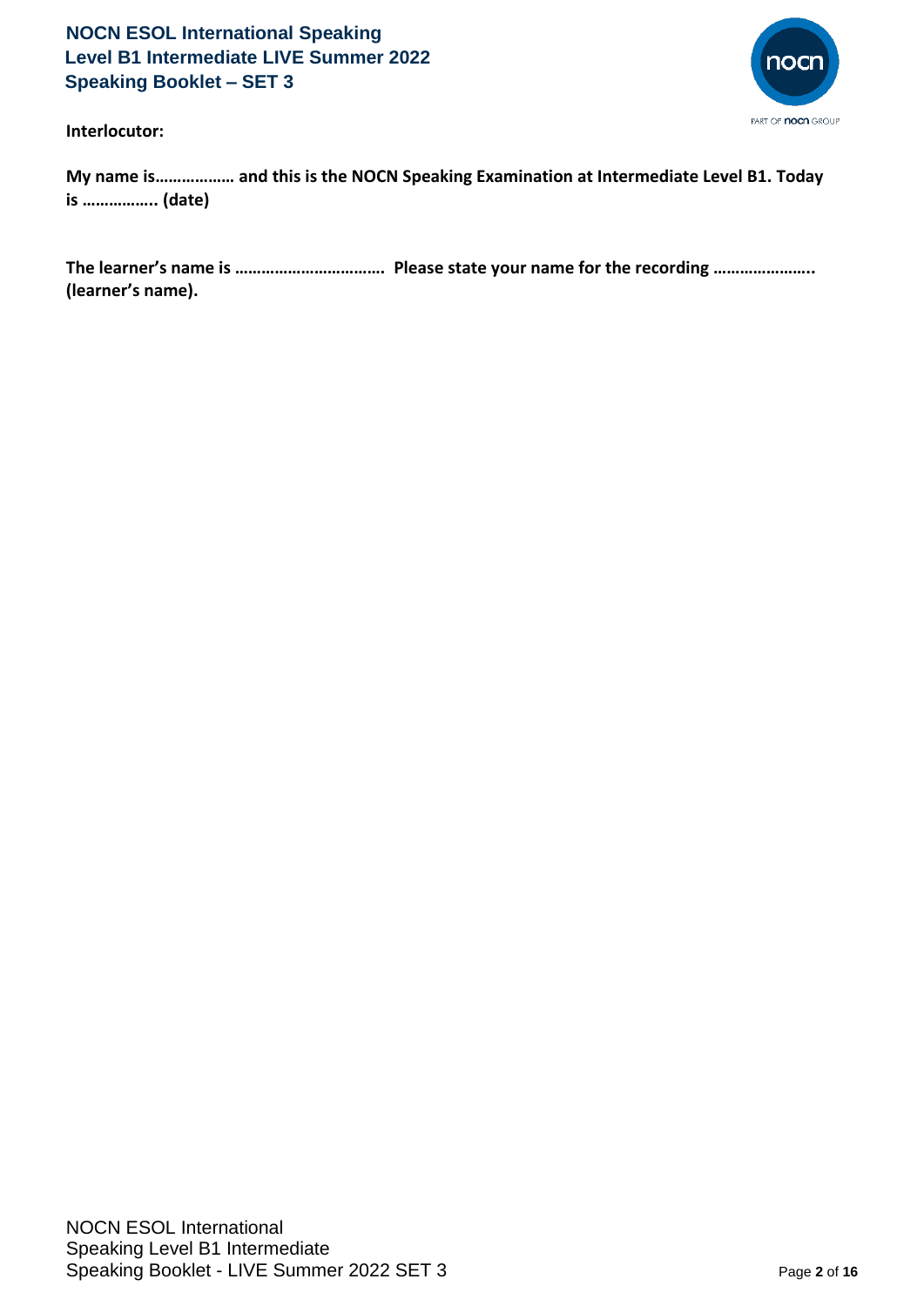**Interlocutor:**

**My name is……………… and this is the NOCN Speaking Examination at Intermediate Level B1. Today is …………….. (date)**

**The learner's name is ……………………………. Please state your name for the recording ………………….. (learner's name).**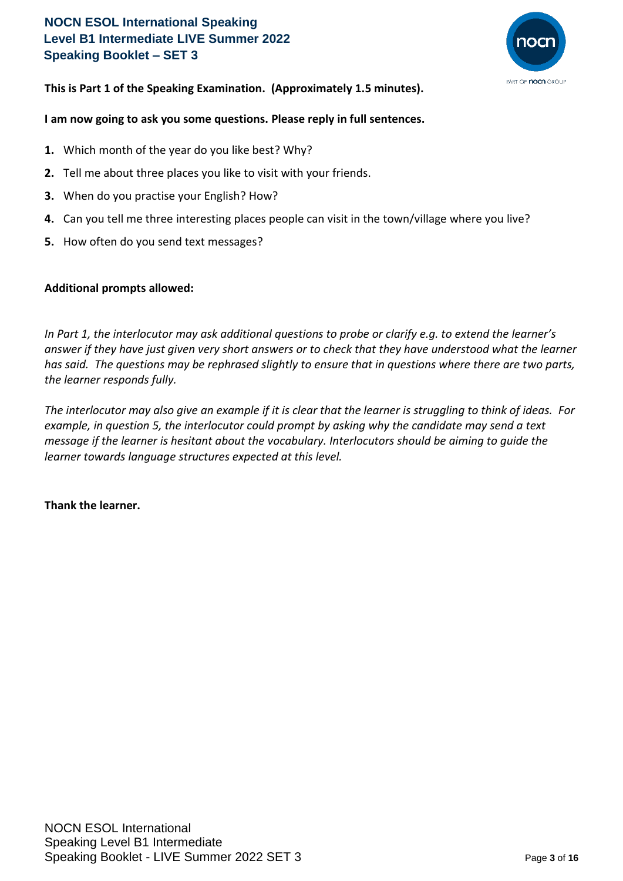**This is Part 1 of the Speaking Examination. (Approximately 1.5 minutes).**

**I am now going to ask you some questions. Please reply in full sentences.**

1. Which month of the year do you like best? Why?
2. Tell me about three places you like to visit with your friends.
3. When do you practise your English? How?
4. Can you tell me three interesting places people can visit in the town/village where you live?
5. How often do you send text messages?

**Additional prompts allowed:**

*In Part 1, the interlocutor may ask additional questions to probe or clarify e.g. to extend the learner's answer if they have just given very short answers or to check that they have understood what the learner has said. The questions may be rephrased slightly to ensure that in questions where there are two parts, the learner responds fully.*

*The interlocutor may also give an example if it is clear that the learner is struggling to think of ideas. For example, in question 5, the interlocutor could prompt by asking why the candidate may send a text message if the learner is hesitant about the vocabulary. Interlocutors should be aiming to guide the learner towards language structures expected at this level.*

**Thank the learner.**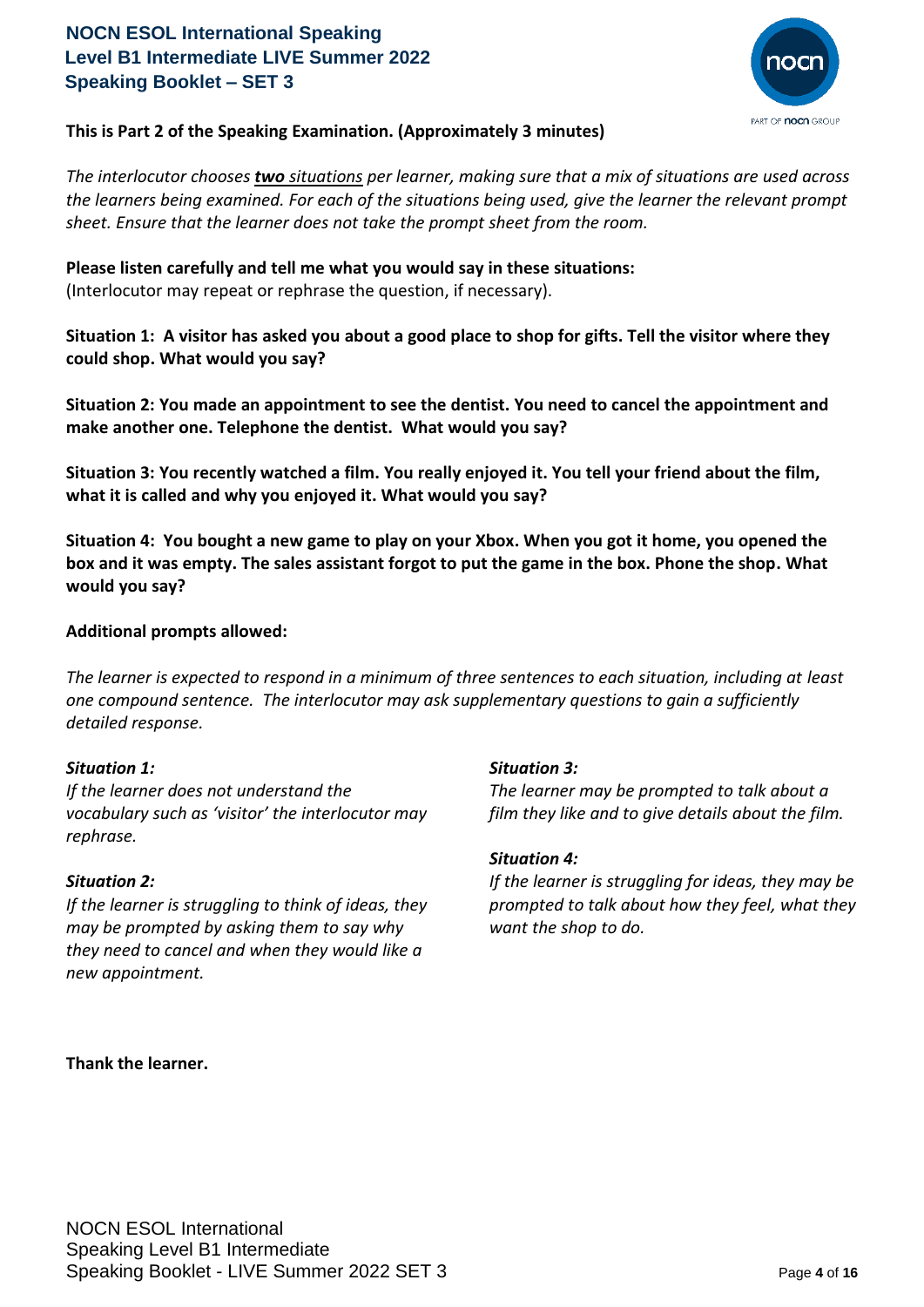# NOCN ESOL International Speaking
## Level B1 Intermediate LIVE Summer 2022
## Speaking Booklet – SET 3

**This is Part 2 of the Speaking Examination. (Approximately 3 minutes)**

*The interlocutor chooses* ***two** situations per learner, making sure that a mix of situations are used across the learners being examined. For each of the situations being used, give the learner the relevant prompt sheet. Ensure that the learner does not take the prompt sheet from the room.*

**Please listen carefully and tell me what you would say in these situations:**
(Interlocutor may repeat or rephrase the question, if necessary).

**Situation 1: A visitor has asked you about a good place to shop for gifts. Tell the visitor where they could shop. What would you say?**

**Situation 2: You made an appointment to see the dentist. You need to cancel the appointment and make another one. Telephone the dentist. What would you say?**

**Situation 3: You recently watched a film. You really enjoyed it. You tell your friend about the film, what it is called and why you enjoyed it. What would you say?**

**Situation 4: You bought a new game to play on your Xbox. When you got it home, you opened the box and it was empty. The sales assistant forgot to put the game in the box. Phone the shop. What would you say?**

**Additional prompts allowed:**

*The learner is expected to respond in a minimum of three sentences to each situation, including at least one compound sentence. The interlocutor may ask supplementary questions to gain a sufficiently detailed response.*

***Situation 1:***
*If the learner does not understand the vocabulary such as 'visitor' the interlocutor may rephrase.*

***Situation 2:***
*If the learner is struggling to think of ideas, they may be prompted by asking them to say why they need to cancel and when they would like a new appointment.*

***Situation 3:***
*The learner may be prompted to talk about a film they like and to give details about the film.*

***Situation 4:***
*If the learner is struggling for ideas, they may be prompted to talk about how they feel, what they want the shop to do.*

**Thank the learner.**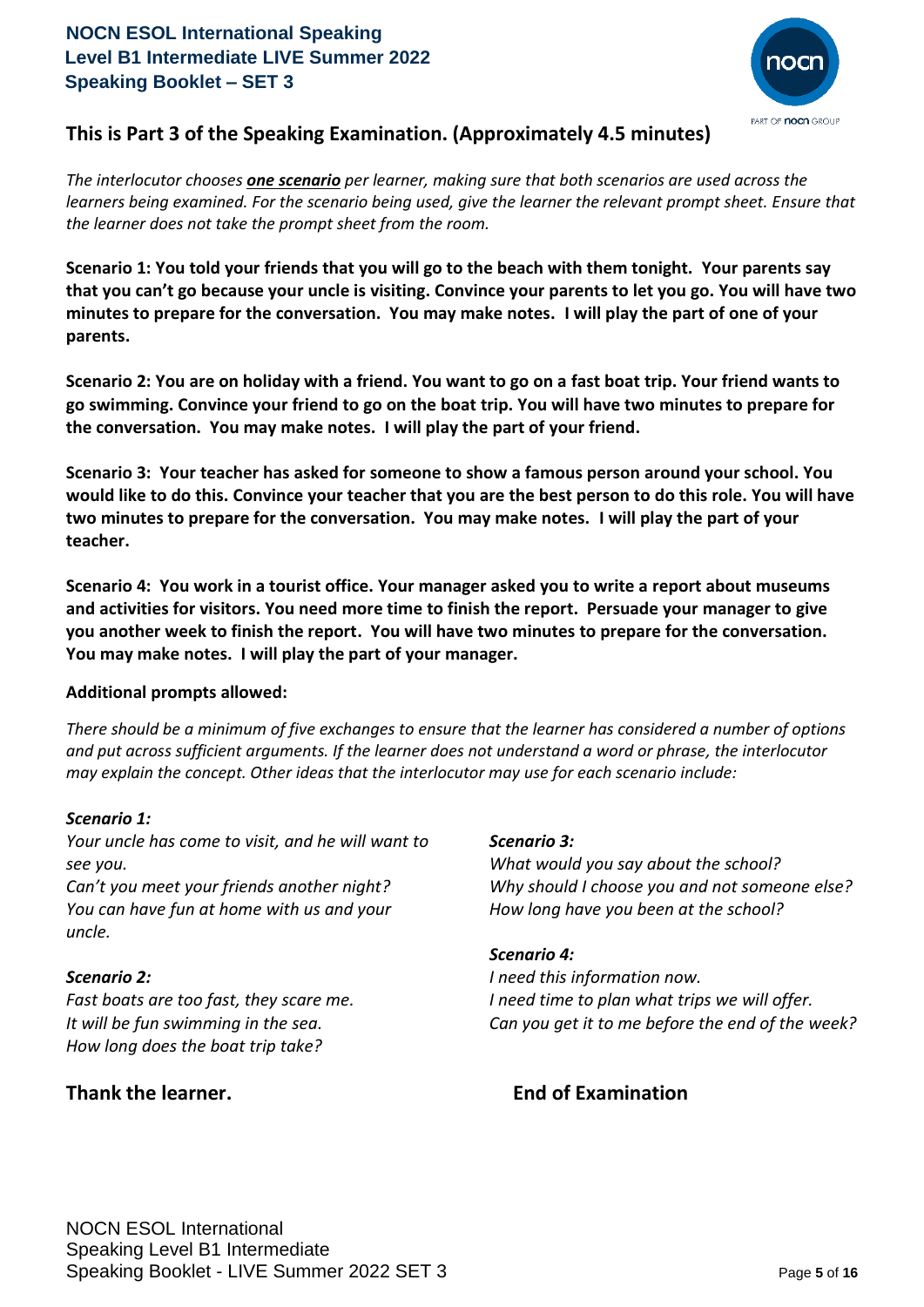## This is Part 3 of the Speaking Examination. (Approximately 4.5 minutes)

*The interlocutor chooses* ***one scenario*** *per learner, making sure that both scenarios are used across the learners being examined. For the scenario being used, give the learner the relevant prompt sheet. Ensure that the learner does not take the prompt sheet from the room.*

**Scenario 1: You told your friends that you will go to the beach with them tonight. Your parents say that you can't go because your uncle is visiting. Convince your parents to let you go. You will have two minutes to prepare for the conversation. You may make notes. I will play the part of one of your parents.**

**Scenario 2: You are on holiday with a friend. You want to go on a fast boat trip. Your friend wants to go swimming. Convince your friend to go on the boat trip. You will have two minutes to prepare for the conversation. You may make notes. I will play the part of your friend.**

**Scenario 3: Your teacher has asked for someone to show a famous person around your school. You would like to do this. Convince your teacher that you are the best person to do this role. You will have two minutes to prepare for the conversation. You may make notes. I will play the part of your teacher.**

**Scenario 4: You work in a tourist office. Your manager asked you to write a report about museums and activities for visitors. You need more time to finish the report. Persuade your manager to give you another week to finish the report. You will have two minutes to prepare for the conversation. You may make notes. I will play the part of your manager.**

**Additional prompts allowed:**

*There should be a minimum of five exchanges to ensure that the learner has considered a number of options and put across sufficient arguments. If the learner does not understand a word or phrase, the interlocutor may explain the concept. Other ideas that the interlocutor may use for each scenario include:*

***Scenario 1:***
*Your uncle has come to visit, and he will want to see you.*
*Can't you meet your friends another night?*
*You can have fun at home with us and your uncle.*

***Scenario 2:***
*Fast boats are too fast, they scare me.*
*It will be fun swimming in the sea.*
*How long does the boat trip take?*

***Scenario 3:***
*What would you say about the school?*
*Why should I choose you and not someone else?*
*How long have you been at the school?*

***Scenario 4:***
*I need this information now.*
*I need time to plan what trips we will offer.*
*Can you get it to me before the end of the week?*

**Thank the learner.**

**End of Examination**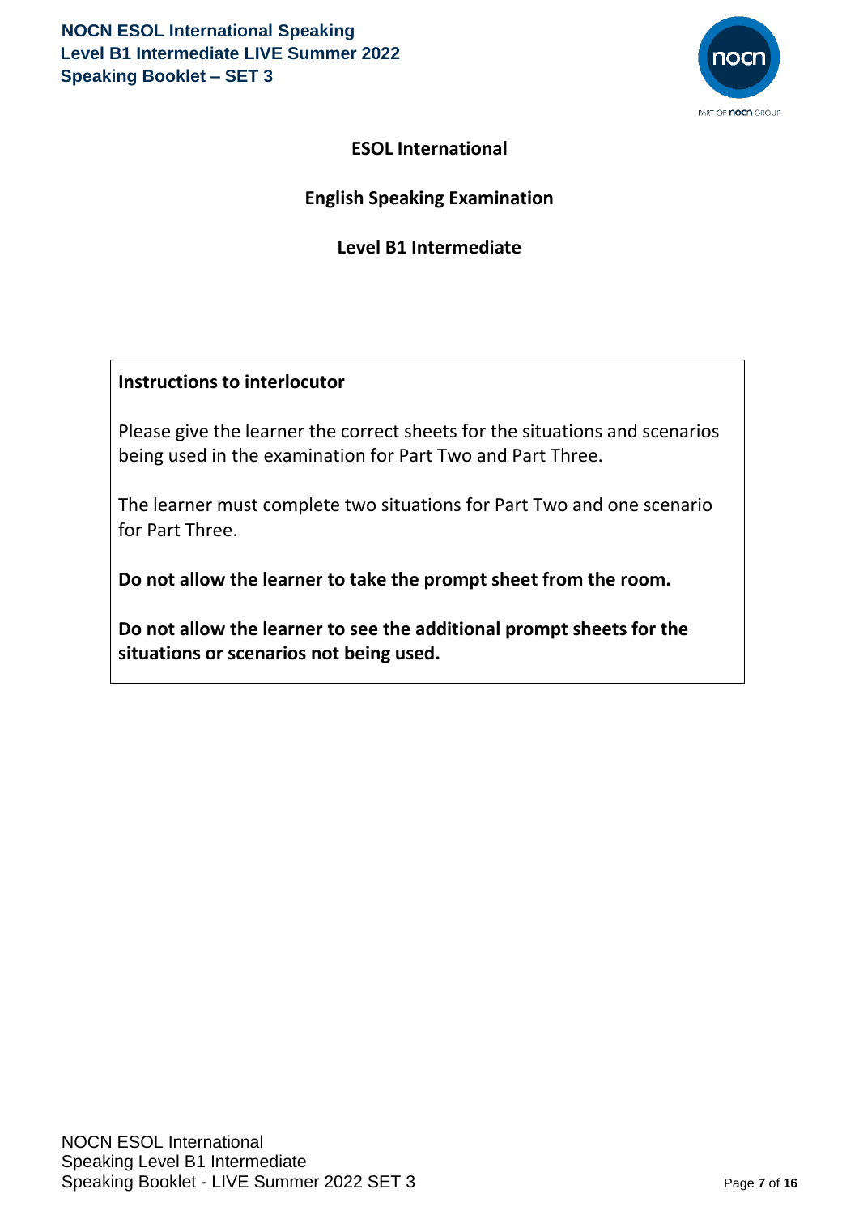**ESOL International**

**English Speaking Examination**

**Level B1 Intermediate**

**Instructions to interlocutor**

Please give the learner the correct sheets for the situations and scenarios being used in the examination for Part Two and Part Three.

The learner must complete two situations for Part Two and one scenario for Part Three.

**Do not allow the learner to take the prompt sheet from the room.**

**Do not allow the learner to see the additional prompt sheets for the situations or scenarios not being used.**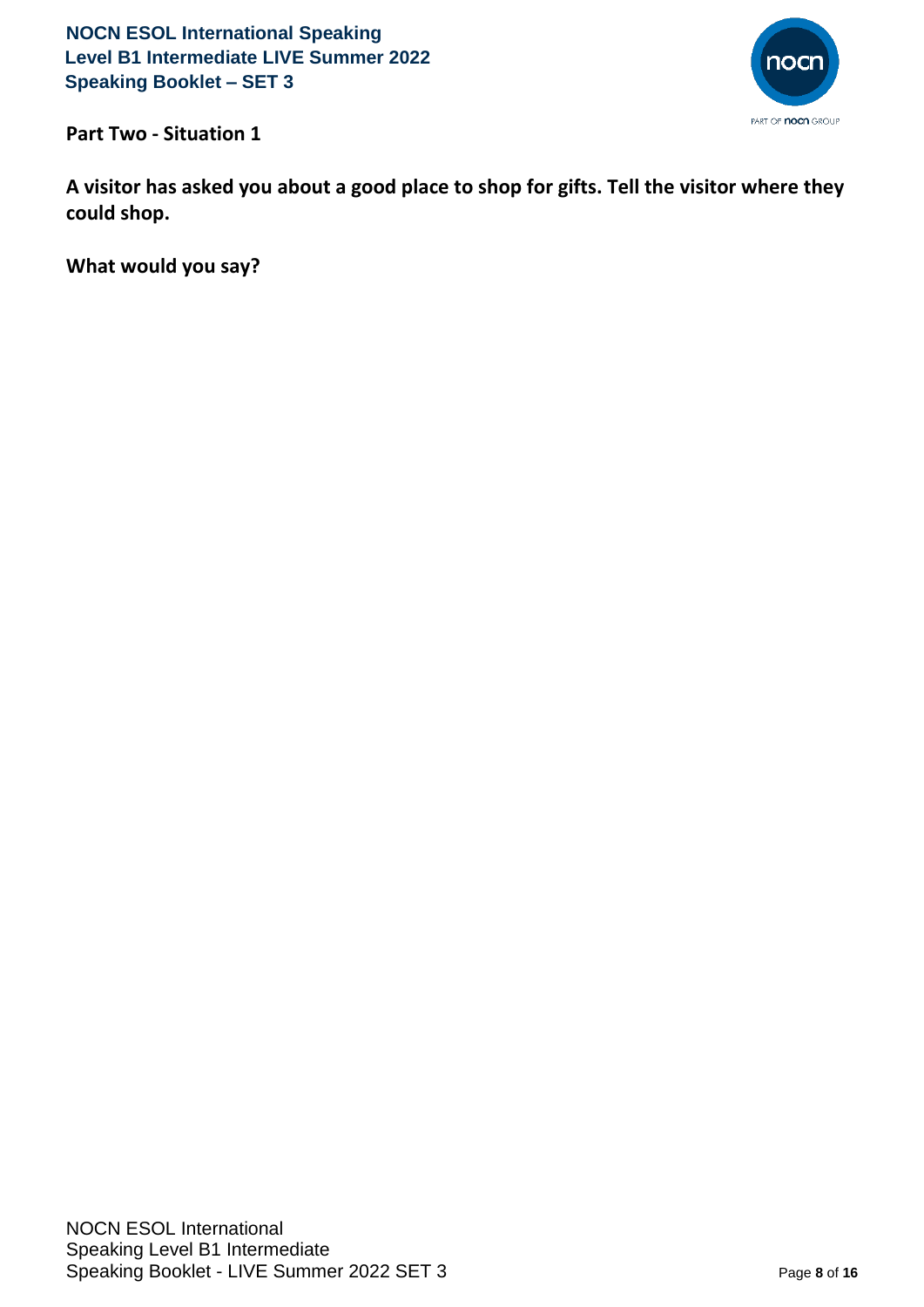**Part Two - Situation 1**

**A visitor has asked you about a good place to shop for gifts. Tell the visitor where they could shop.**

**What would you say?**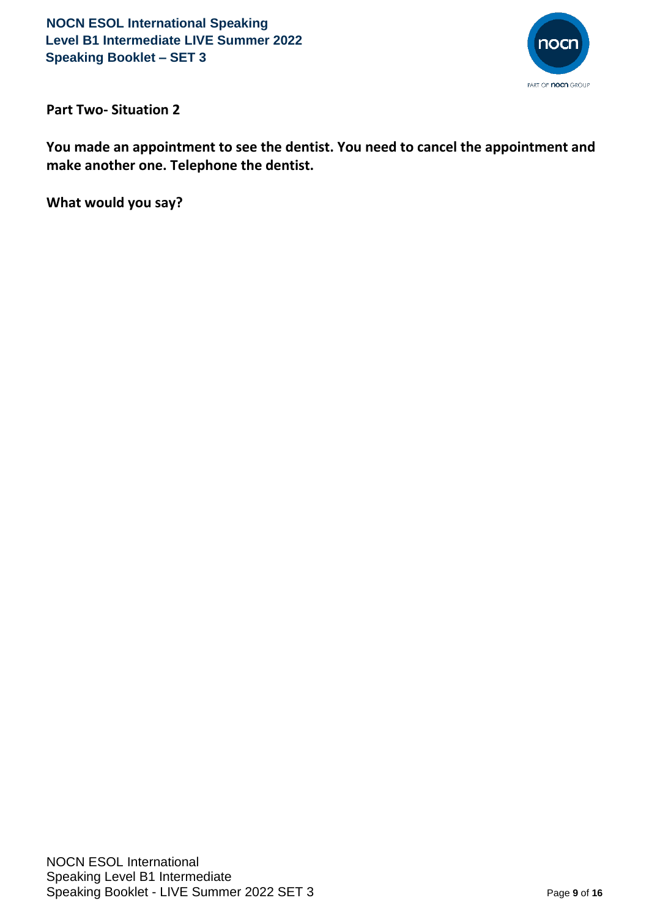**Part Two- Situation 2**

**You made an appointment to see the dentist. You need to cancel the appointment and make another one. Telephone the dentist.**

**What would you say?**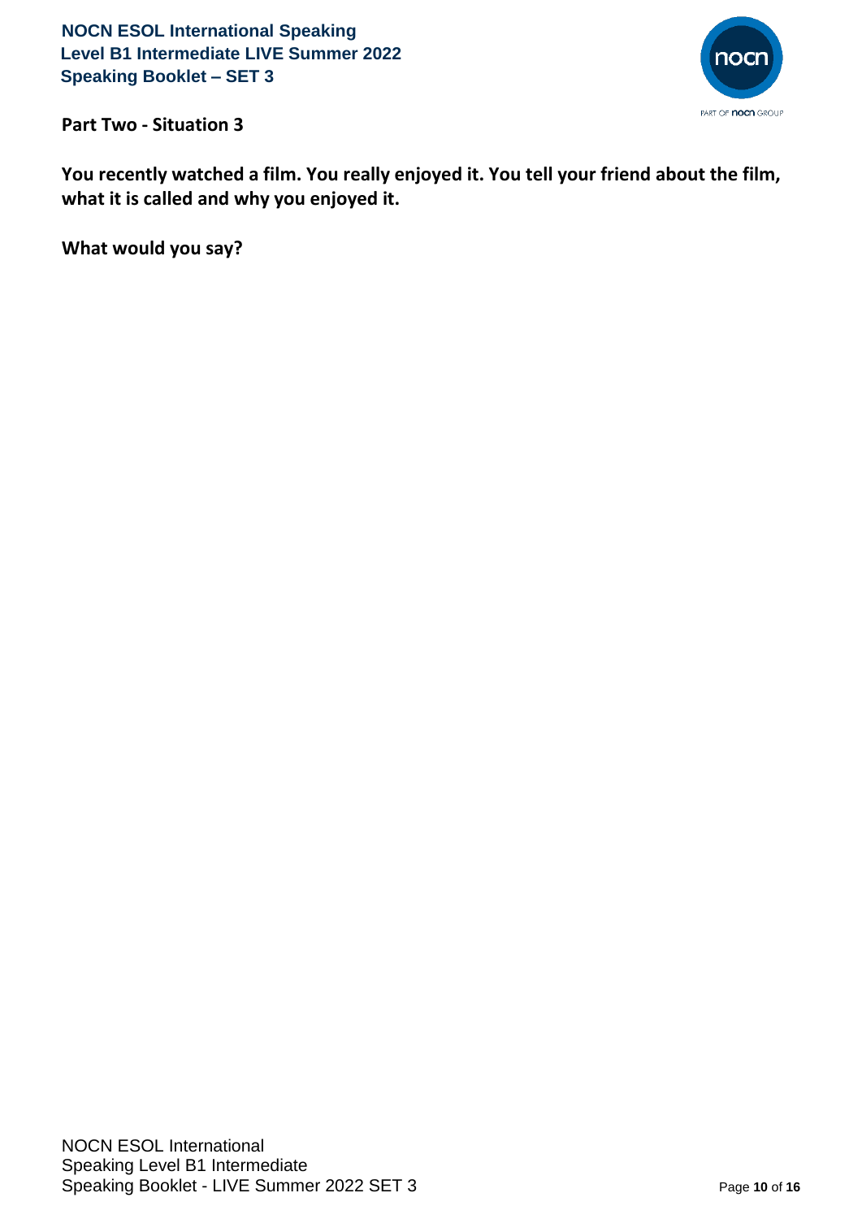**Part Two - Situation 3**

**You recently watched a film. You really enjoyed it. You tell your friend about the film, what it is called and why you enjoyed it.**

**What would you say?**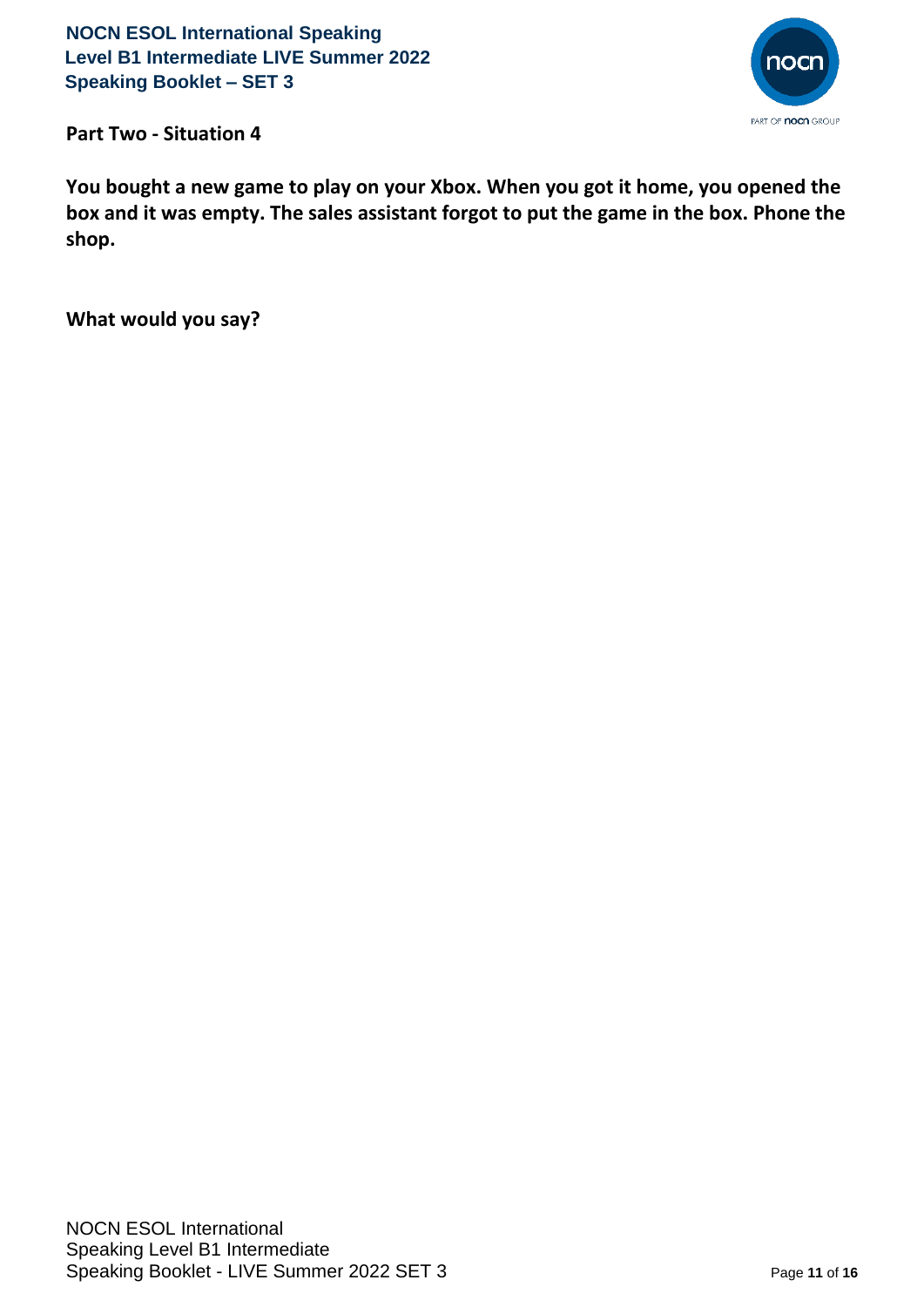**Part Two - Situation 4**

**You bought a new game to play on your Xbox. When you got it home, you opened the box and it was empty. The sales assistant forgot to put the game in the box. Phone the shop.**

**What would you say?**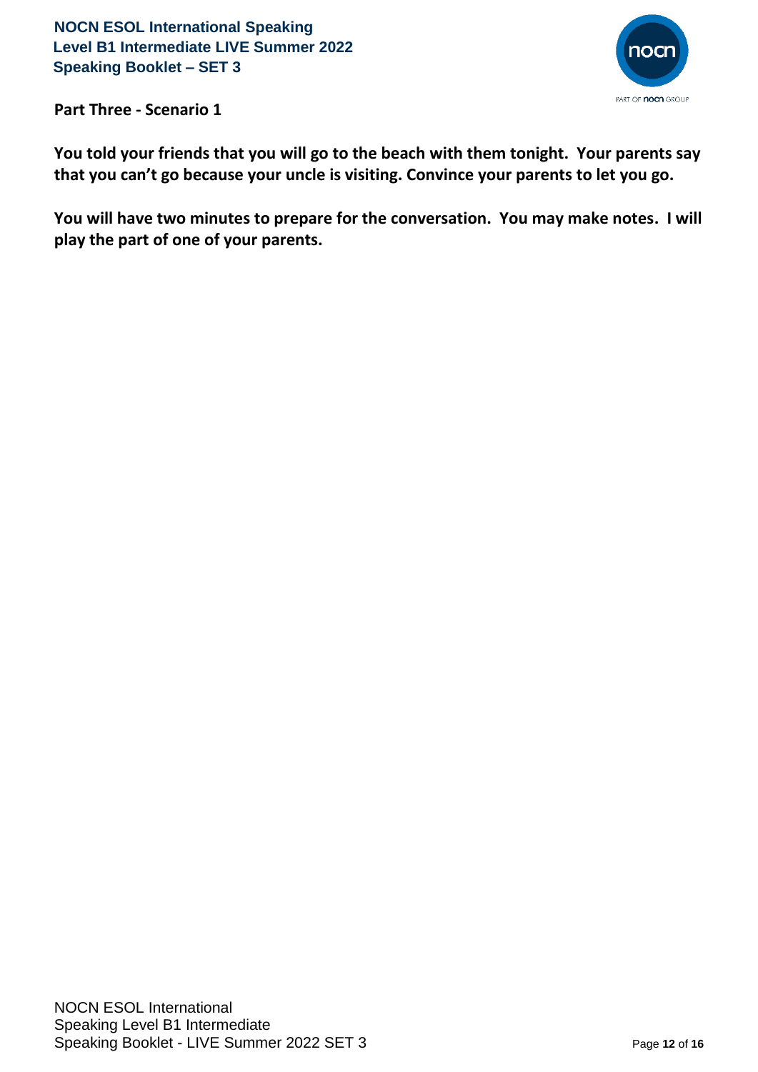## Part Three - Scenario 1

**You told your friends that you will go to the beach with them tonight. Your parents say that you can't go because your uncle is visiting. Convince your parents to let you go.**

**You will have two minutes to prepare for the conversation. You may make notes. I will play the part of one of your parents.**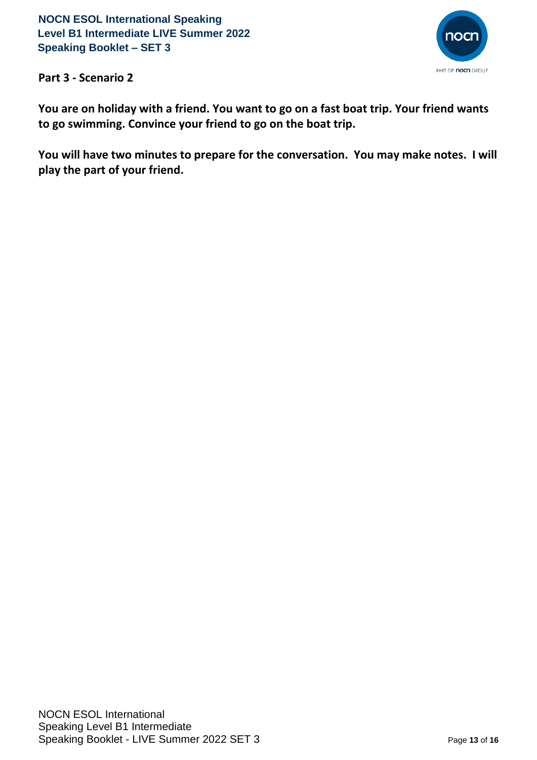**Part 3 - Scenario 2**

**You are on holiday with a friend. You want to go on a fast boat trip. Your friend wants to go swimming. Convince your friend to go on the boat trip.**

**You will have two minutes to prepare for the conversation. You may make notes. I will play the part of your friend.**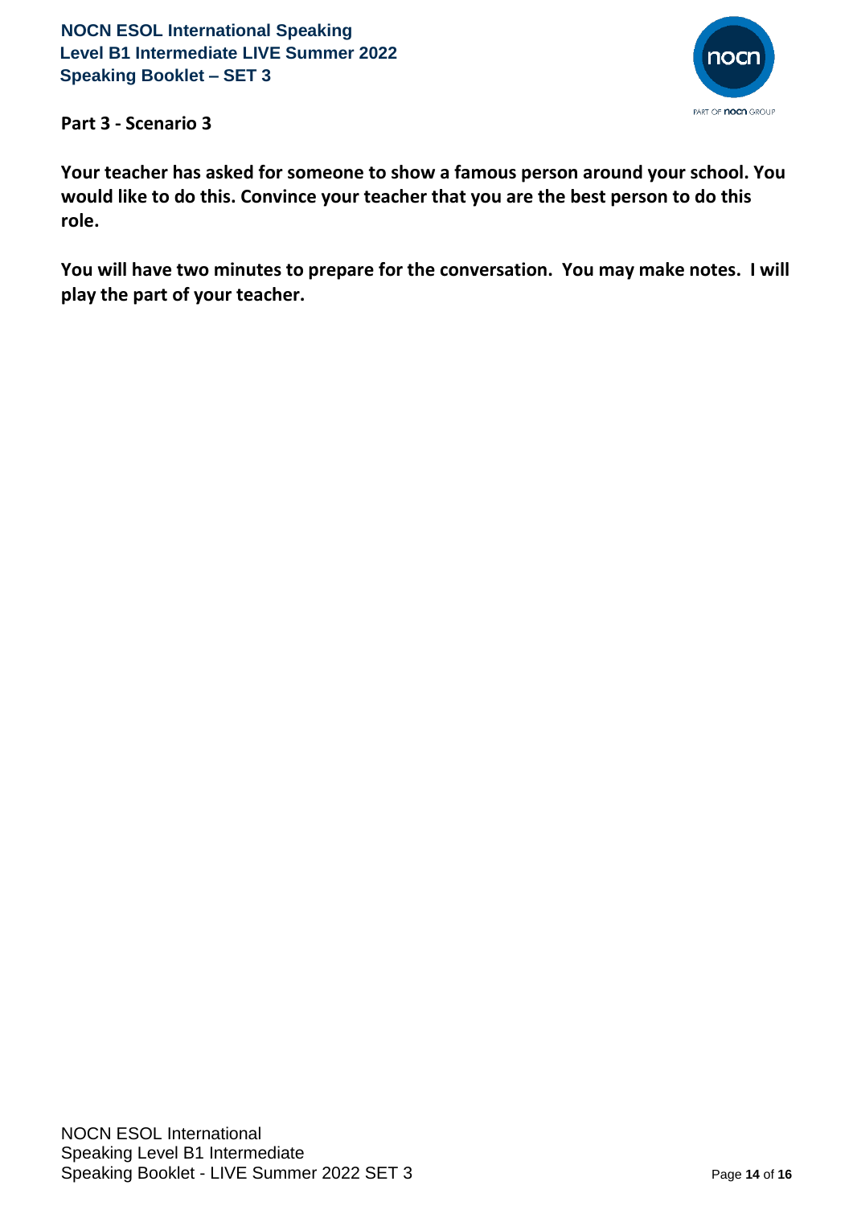## Part 3 - Scenario 3

**Your teacher has asked for someone to show a famous person around your school. You would like to do this. Convince your teacher that you are the best person to do this role.**

**You will have two minutes to prepare for the conversation. You may make notes. I will play the part of your teacher.**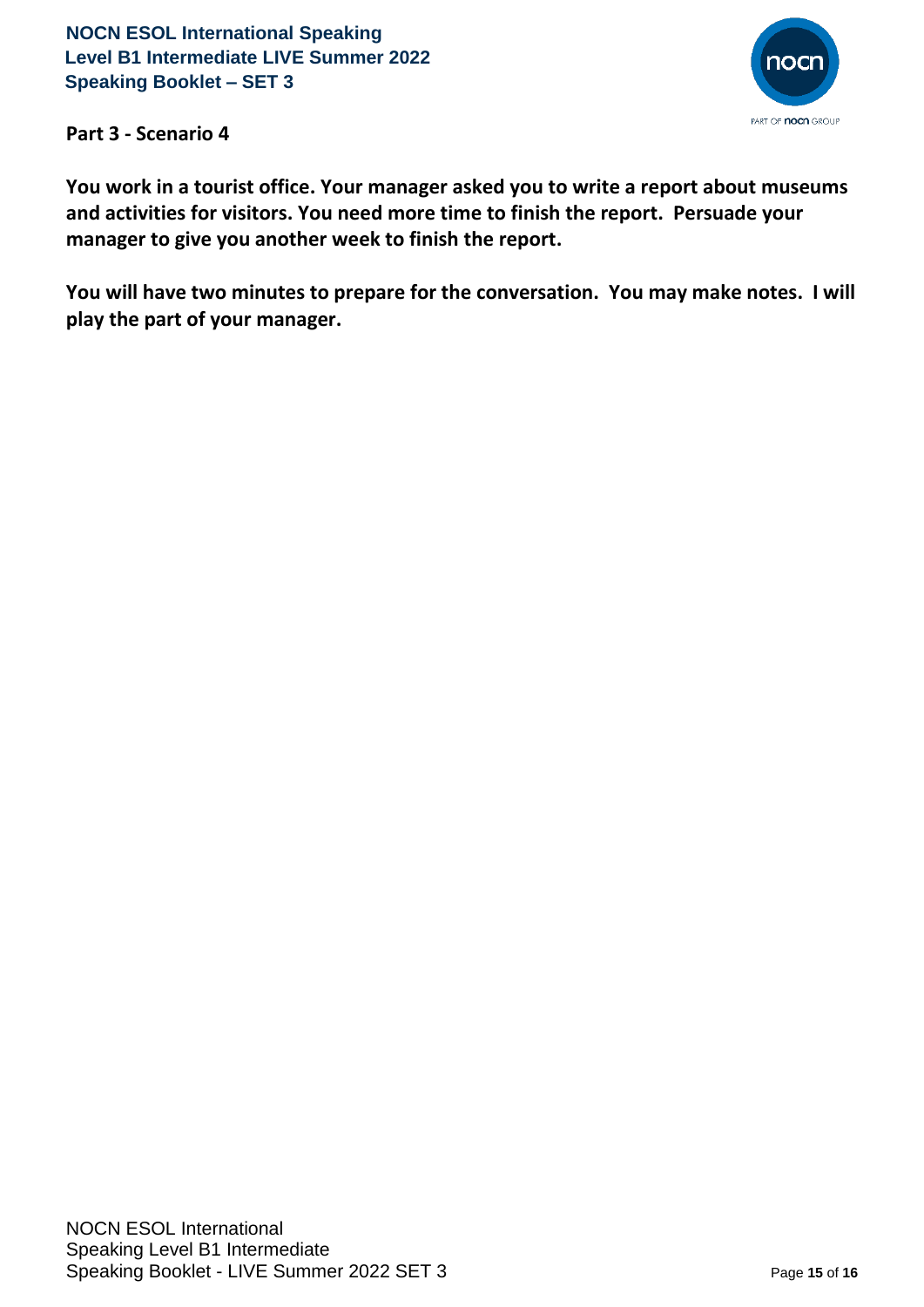## Part 3 - Scenario 4

**You work in a tourist office. Your manager asked you to write a report about museums and activities for visitors. You need more time to finish the report. Persuade your manager to give you another week to finish the report.**

**You will have two minutes to prepare for the conversation. You may make notes. I will play the part of your manager.**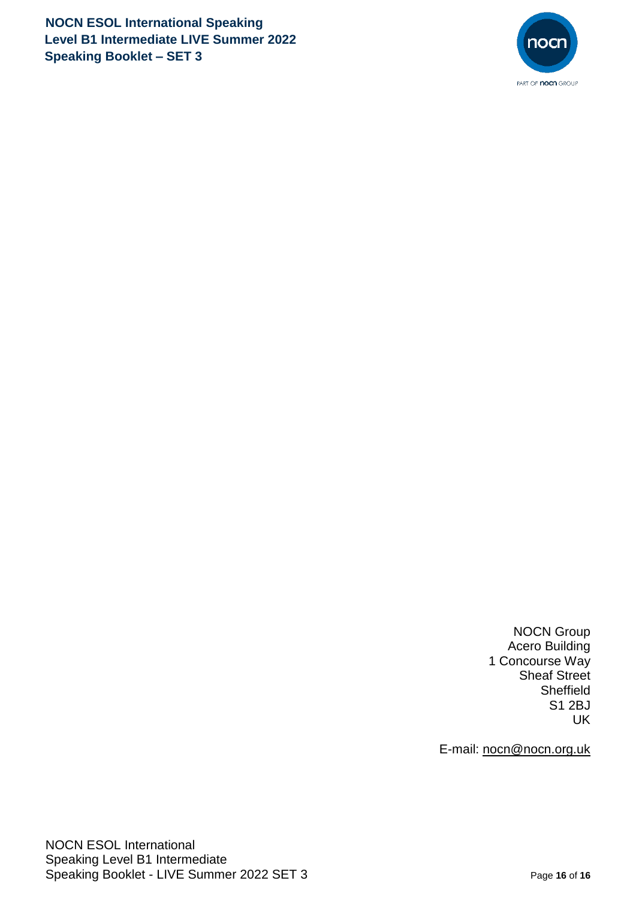NOCN Group
Acero Building
1 Concourse Way
Sheaf Street
Sheffield
S1 2BJ
UK

E-mail: nocn@nocn.org.uk